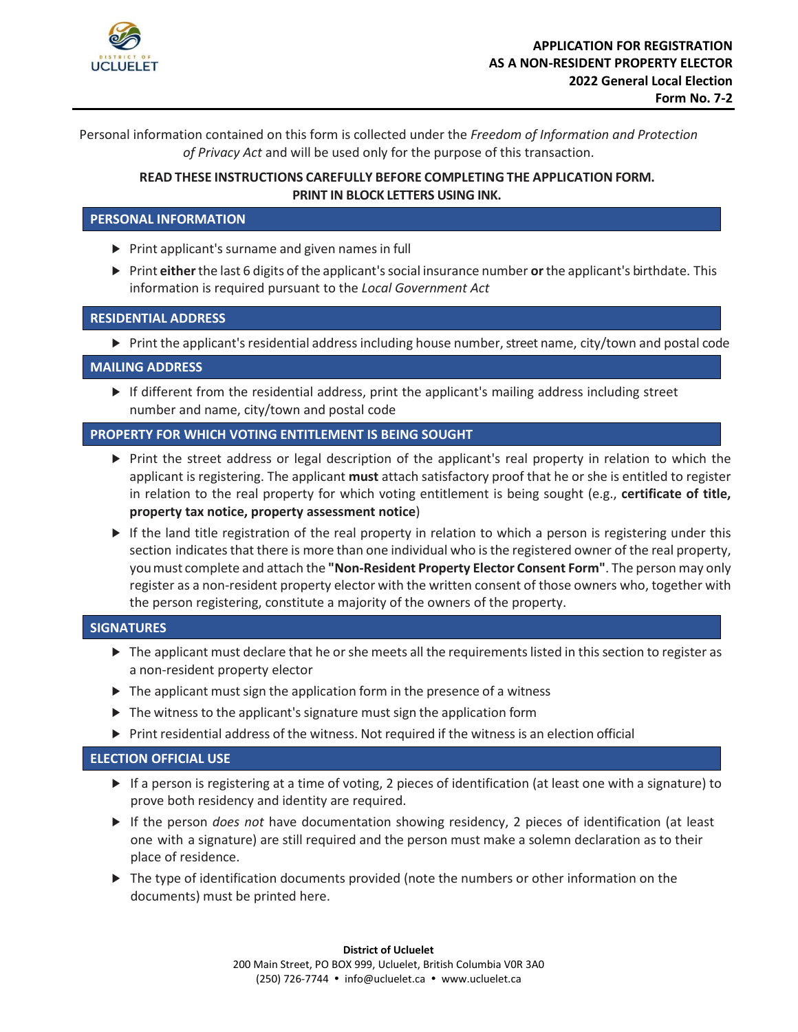DISTRICT OF UCLUELET

# APPLICATION FOR REGISTRATION AS A NON-RESIDENT PROPERTY ELECTOR
## 2022 General Local Election
## Form No. 7-2

Personal information contained on this form is collected under the *Freedom of Information and Protection of Privacy Act* and will be used only for the purpose of this transaction.

**READ THESE INSTRUCTIONS CAREFULLY BEFORE COMPLETING THE APPLICATION FORM.**
**PRINT IN BLOCK LETTERS USING INK.**

### PERSONAL INFORMATION

- Print applicant's surname and given names in full
- Print **either** the last 6 digits of the applicant's social insurance number **or** the applicant's birthdate. This information is required pursuant to the *Local Government Act*

### RESIDENTIAL ADDRESS

- Print the applicant's residential address including house number, street name, city/town and postal code

### MAILING ADDRESS

- If different from the residential address, print the applicant's mailing address including street number and name, city/town and postal code

### PROPERTY FOR WHICH VOTING ENTITLEMENT IS BEING SOUGHT

- Print the street address or legal description of the applicant's real property in relation to which the applicant is registering. The applicant **must** attach satisfactory proof that he or she is entitled to register in relation to the real property for which voting entitlement is being sought (e.g., **certificate of title, property tax notice, property assessment notice**)
- If the land title registration of the real property in relation to which a person is registering under this section indicates that there is more than one individual who is the registered owner of the real property, you must complete and attach the **"Non-Resident Property Elector Consent Form"**. The person may only register as a non-resident property elector with the written consent of those owners who, together with the person registering, constitute a majority of the owners of the property.

### SIGNATURES

- The applicant must declare that he or she meets all the requirements listed in this section to register as a non-resident property elector
- The applicant must sign the application form in the presence of a witness
- The witness to the applicant's signature must sign the application form
- Print residential address of the witness. Not required if the witness is an election official

### ELECTION OFFICIAL USE

- If a person is registering at a time of voting, 2 pieces of identification (at least one with a signature) to prove both residency and identity are required.
- If the person *does not* have documentation showing residency, 2 pieces of identification (at least one with a signature) are still required and the person must make a solemn declaration as to their place of residence.
- The type of identification documents provided (note the numbers or other information on the documents) must be printed here.

**District of Ucluelet**
200 Main Street, PO BOX 999, Ucluelet, British Columbia V0R 3A0
(250) 726-7744 • info@ucluelet.ca • www.ucluelet.ca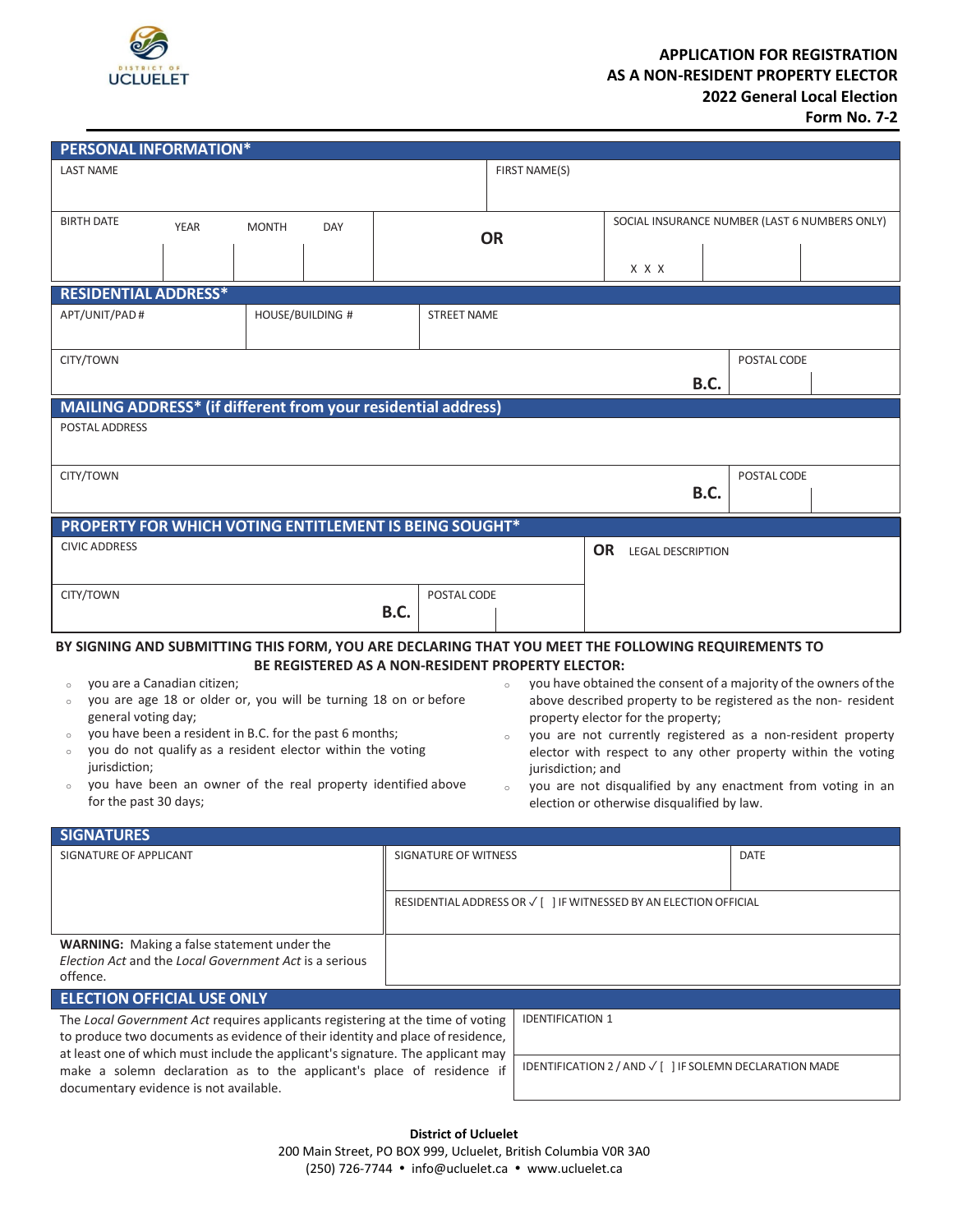**APPLICATION FOR REGISTRATION AS A NON-RESIDENT PROPERTY ELECTOR**
**2022 General Local Election**
**Form No. 7-2**

## PERSONAL INFORMATION*

| LAST NAME | | | | FIRST NAME(S) | | |
|---|---|---|---|---|---|---|
| BIRTH DATE | YEAR | MONTH | DAY | **OR** | SOCIAL INSURANCE NUMBER (LAST 6 NUMBERS ONLY) | |
| | | | | | X X X | |

## RESIDENTIAL ADDRESS*

| APT/UNIT/PAD # | HOUSE/BUILDING # | STREET NAME | |
|---|---|---|---|
| CITY/TOWN | | **B.C.** | POSTAL CODE |

## MAILING ADDRESS* (if different from your residential address)

| POSTAL ADDRESS | | |
|---|---|---|
| CITY/TOWN | **B.C.** | POSTAL CODE |

## PROPERTY FOR WHICH VOTING ENTITLEMENT IS BEING SOUGHT*

| CIVIC ADDRESS | | | **OR** LEGAL DESCRIPTION |
|---|---|---|---|
| CITY/TOWN | **B.C.** | POSTAL CODE | |

**BY SIGNING AND SUBMITTING THIS FORM, YOU ARE DECLARING THAT YOU MEET THE FOLLOWING REQUIREMENTS TO BE REGISTERED AS A NON-RESIDENT PROPERTY ELECTOR:**

- you are a Canadian citizen;
- you are age 18 or older or, you will be turning 18 on or before general voting day;
- you have been a resident in B.C. for the past 6 months;
- you do not qualify as a resident elector within the voting jurisdiction;
- you have been an owner of the real property identified above for the past 30 days;
- you have obtained the consent of a majority of the owners of the above described property to be registered as the non- resident property elector for the property;
- you are not currently registered as a non-resident property elector with respect to any other property within the voting jurisdiction; and
- you are not disqualified by any enactment from voting in an election or otherwise disqualified by law.

## SIGNATURES

| SIGNATURE OF APPLICANT | SIGNATURE OF WITNESS | DATE |
|---|---|---|
| | RESIDENTIAL ADDRESS OR ✓ [ ] IF WITNESSED BY AN ELECTION OFFICIAL | |
| **WARNING:** Making a false statement under the *Election Act* and the *Local Government Act* is a serious offence. | | |

## ELECTION OFFICIAL USE ONLY

| The *Local Government Act* requires applicants registering at the time of voting to produce two documents as evidence of their identity and place of residence, at least one of which must include the applicant's signature. The applicant may make a solemn declaration as to the applicant's place of residence if documentary evidence is not available. | IDENTIFICATION 1 |
|---|---|
| | IDENTIFICATION 2 / AND ✓ [ ] IF SOLEMN DECLARATION MADE |

**District of Ucluelet**
200 Main Street, PO BOX 999, Ucluelet, British Columbia V0R 3A0
(250) 726-7744 • info@ucluelet.ca • www.ucluelet.ca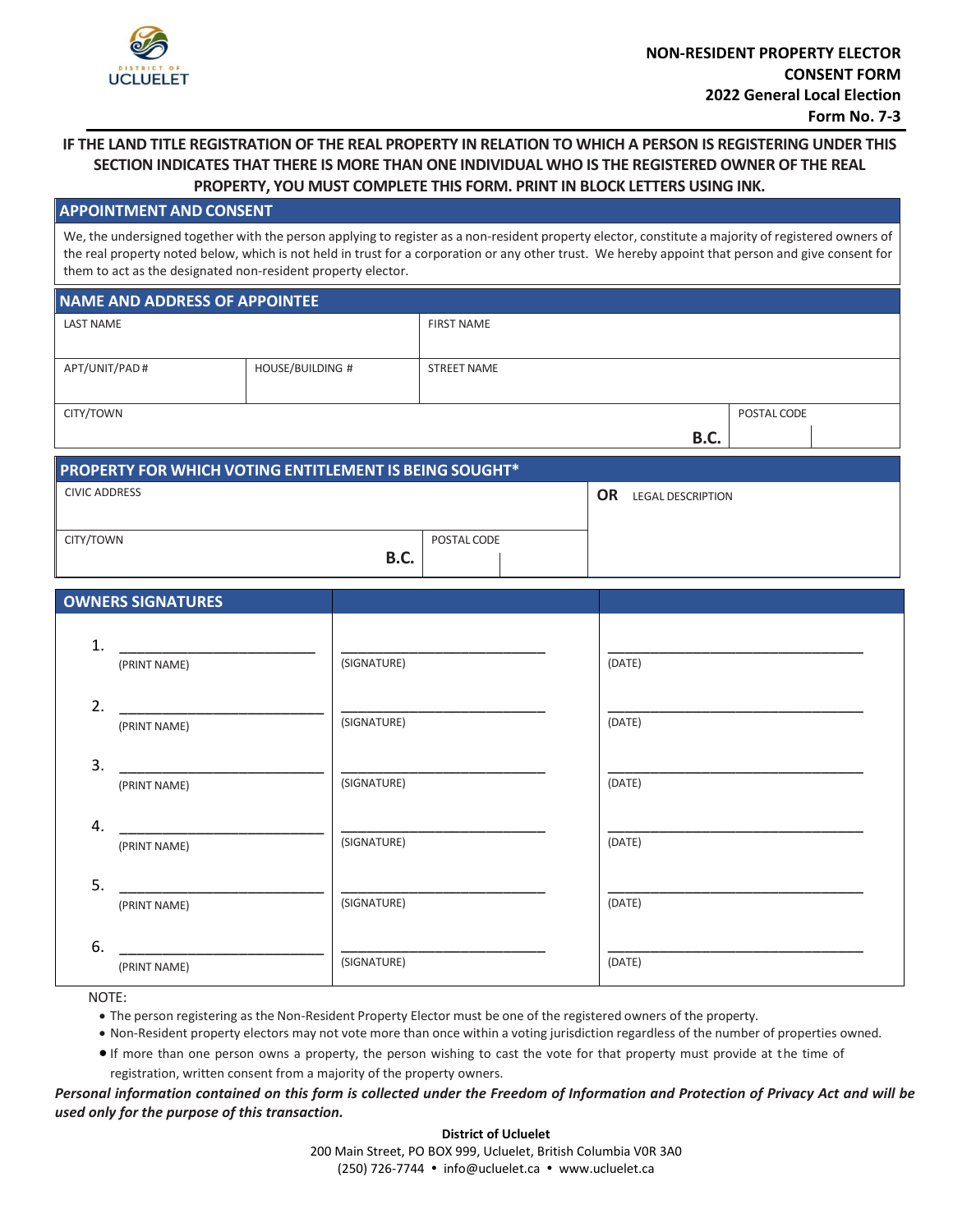# NON-RESIDENT PROPERTY ELECTOR CONSENT FORM

**2022 General Local Election**

**Form No. 7-3**

**IF THE LAND TITLE REGISTRATION OF THE REAL PROPERTY IN RELATION TO WHICH A PERSON IS REGISTERING UNDER THIS SECTION INDICATES THAT THERE IS MORE THAN ONE INDIVIDUAL WHO IS THE REGISTERED OWNER OF THE REAL PROPERTY, YOU MUST COMPLETE THIS FORM. PRINT IN BLOCK LETTERS USING INK.**

## APPOINTMENT AND CONSENT

We, the undersigned together with the person applying to register as a non-resident property elector, constitute a majority of registered owners of the real property noted below, which is not held in trust for a corporation or any other trust. We hereby appoint that person and give consent for them to act as the designated non-resident property elector.

## NAME AND ADDRESS OF APPOINTEE

| | | | |
|---|---|---|---|
| LAST NAME | | FIRST NAME | |
| APT/UNIT/PAD # | HOUSE/BUILDING # | STREET NAME | |
| CITY/TOWN | | **B.C.** | POSTAL CODE |

## PROPERTY FOR WHICH VOTING ENTITLEMENT IS BEING SOUGHT*

| | | |
|---|---|---|
| CIVIC ADDRESS | | **OR** LEGAL DESCRIPTION |
| CITY/TOWN **B.C.** | POSTAL CODE | |

## OWNERS SIGNATURES

| | | |
|---|---|---|
| 1. ______________________ (PRINT NAME) | ______________________ (SIGNATURE) | ______________________ (DATE) |
| 2. ______________________ (PRINT NAME) | ______________________ (SIGNATURE) | ______________________ (DATE) |
| 3. ______________________ (PRINT NAME) | ______________________ (SIGNATURE) | ______________________ (DATE) |
| 4. ______________________ (PRINT NAME) | ______________________ (SIGNATURE) | ______________________ (DATE) |
| 5. ______________________ (PRINT NAME) | ______________________ (SIGNATURE) | ______________________ (DATE) |
| 6. ______________________ (PRINT NAME) | ______________________ (SIGNATURE) | ______________________ (DATE) |

NOTE:

- The person registering as the Non-Resident Property Elector must be one of the registered owners of the property.
- Non-Resident property electors may not vote more than once within a voting jurisdiction regardless of the number of properties owned.
- If more than one person owns a property, the person wishing to cast the vote for that property must provide at the time of registration, written consent from a majority of the property owners.

***Personal information contained on this form is collected under the Freedom of Information and Protection of Privacy Act and will be used only for the purpose of this transaction.***

**District of Ucluelet**
200 Main Street, PO BOX 999, Ucluelet, British Columbia V0R 3A0
(250) 726-7744 • info@ucluelet.ca • www.ucluelet.ca